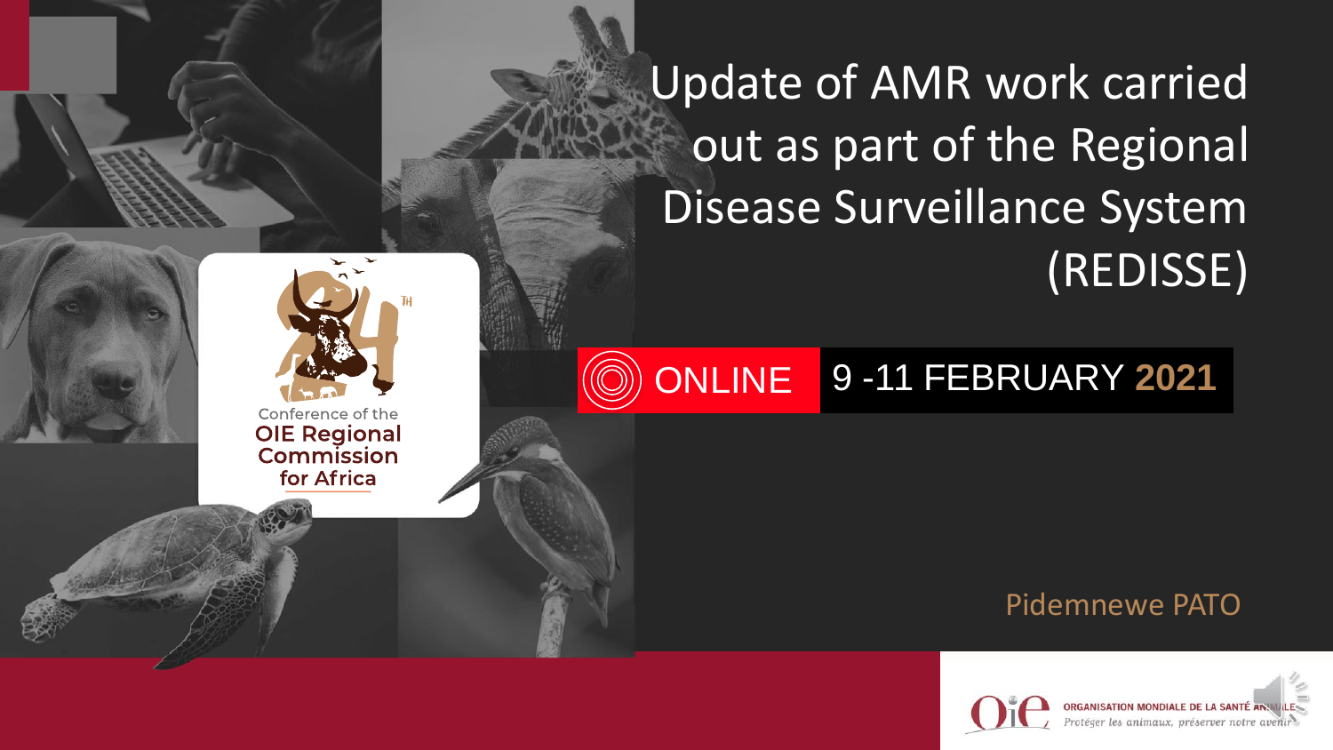# Update of AMR work carried out as part of the Regional Disease Surveillance System (REDISSE)

24TH Conference of the OIE Regional Commission for Africa

ONLINE 9 -11 FEBRUARY 2021

Pidemnewe PATO

ORGANISATION MONDIALE DE LA SANTÉ ANIMALE
*Protéger les animaux, préserver notre avenir*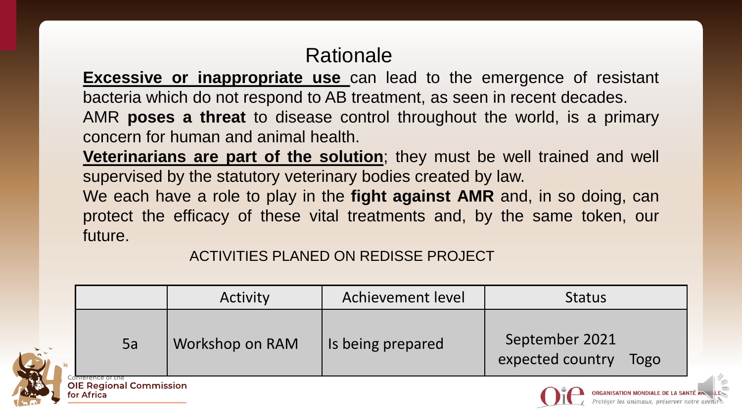# Rationale

**Excessive or inappropriate use** can lead to the emergence of resistant bacteria which do not respond to AB treatment, as seen in recent decades.

AMR **poses a threat** to disease control throughout the world, is a primary concern for human and animal health.

**Veterinarians are part of the solution**; they must be well trained and well supervised by the statutory veterinary bodies created by law.

We each have a role to play in the **fight against AMR** and, in so doing, can protect the efficacy of these vital treatments and, by the same token, our future.

ACTIVITIES PLANED ON REDISSE PROJECT

| | Activity | Achievement level | Status |
|---|---|---|---|
| 5a | Workshop on RAM | Is being prepared | September 2021 expected country Togo |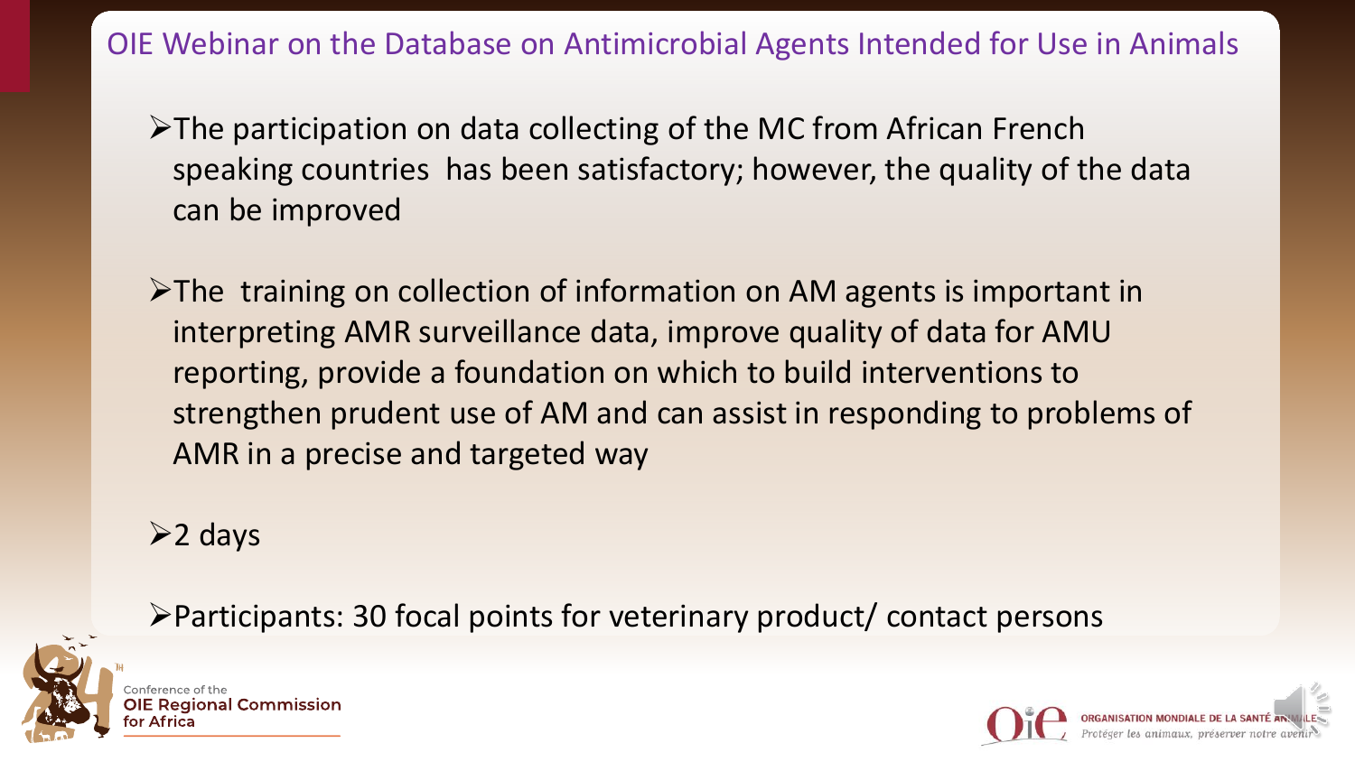# OIE Webinar on the Database on Antimicrobial Agents Intended for Use in Animals

- The participation on data collecting of the MC from African French speaking countries has been satisfactory; however, the quality of the data can be improved
- The training on collection of information on AM agents is important in interpreting AMR surveillance data, improve quality of data for AMU reporting, provide a foundation on which to build interventions to strengthen prudent use of AM and can assist in responding to problems of AMR in a precise and targeted way
- 2 days
- Participants: 30 focal points for veterinary product/ contact persons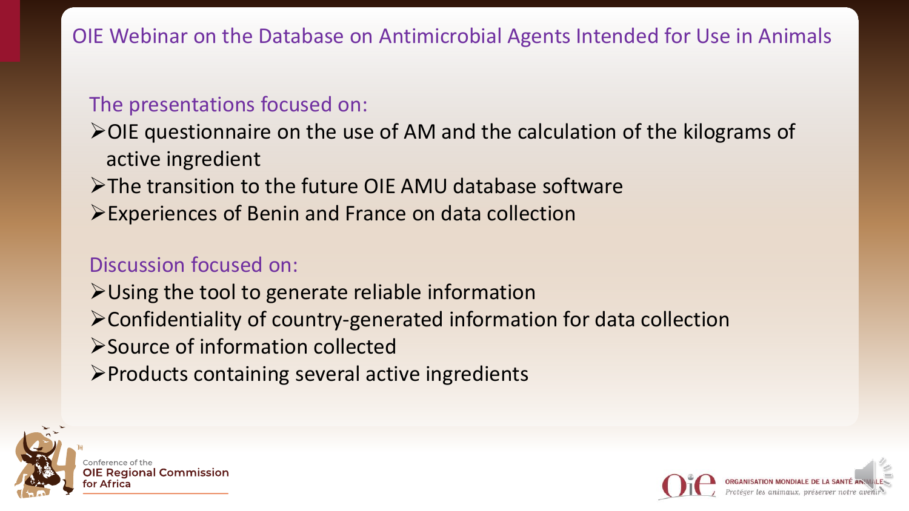# OIE Webinar on the Database on Antimicrobial Agents Intended for Use in Animals

The presentations focused on:

- OIE questionnaire on the use of AM and the calculation of the kilograms of active ingredient
- The transition to the future OIE AMU database software
- Experiences of Benin and France on data collection

Discussion focused on:

- Using the tool to generate reliable information
- Confidentiality of country-generated information for data collection
- Source of information collected
- Products containing several active ingredients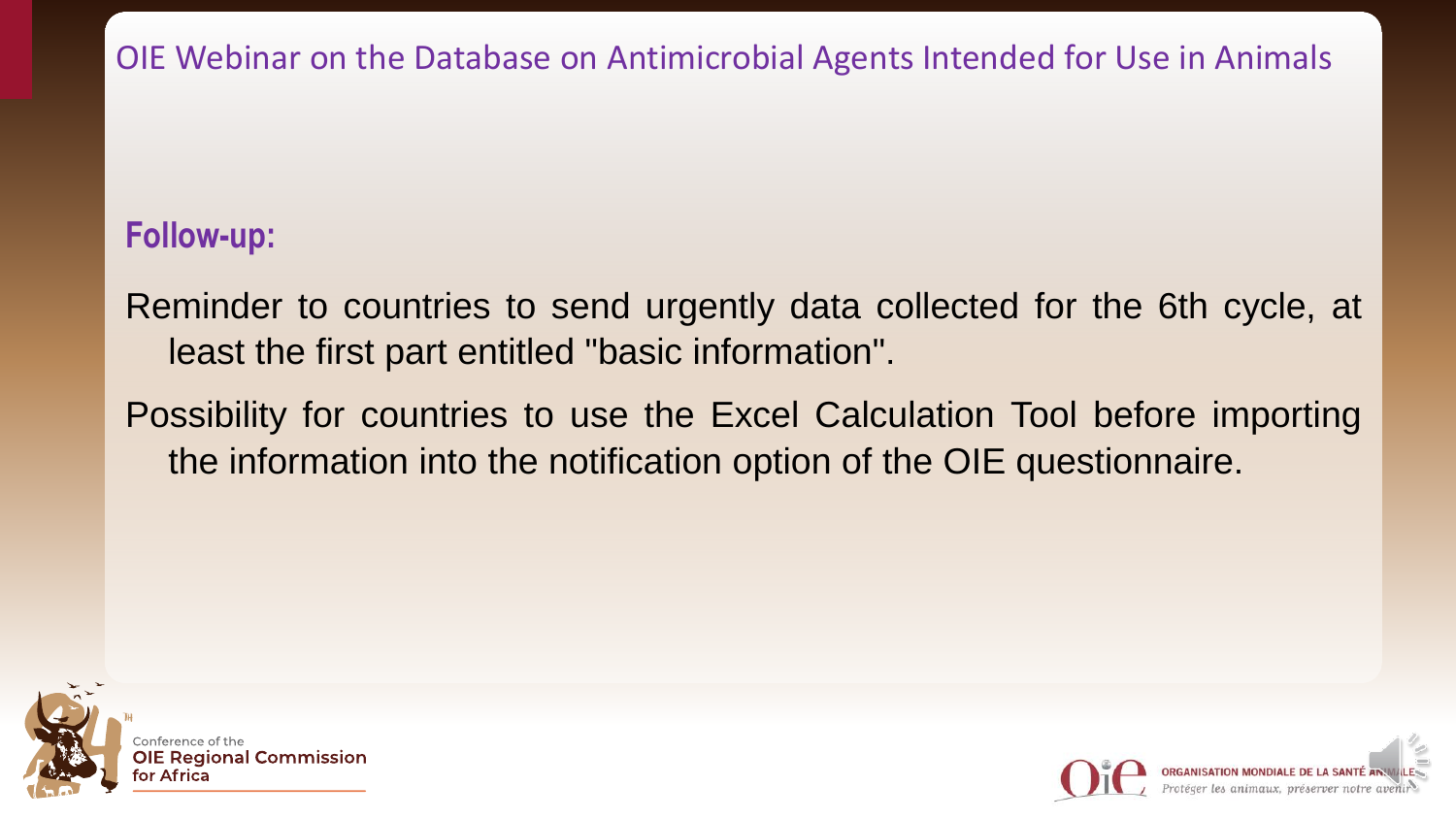**Follow-up:**

Reminder to countries to send urgently data collected for the 6th cycle, at least the first part entitled "basic information".

Possibility for countries to use the Excel Calculation Tool before importing the information into the notification option of the OIE questionnaire.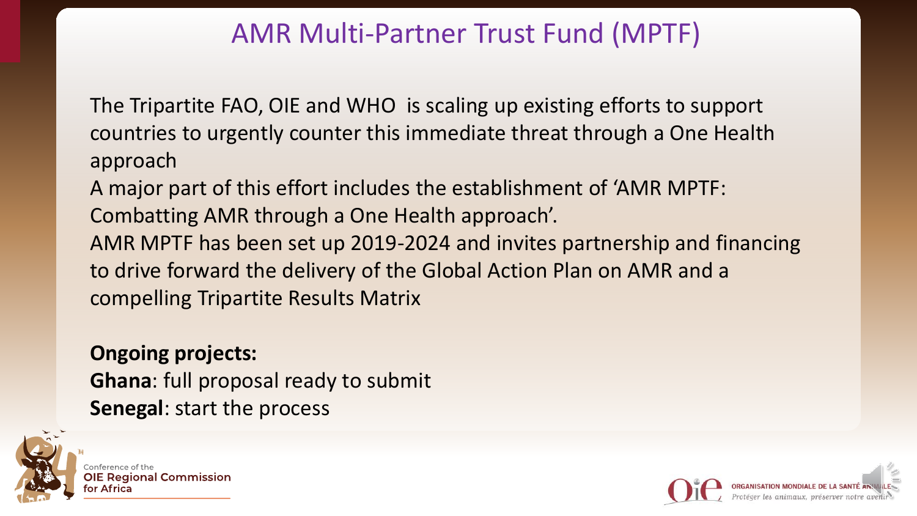# AMR Multi-Partner Trust Fund (MPTF)

The Tripartite FAO, OIE and WHO is scaling up existing efforts to support countries to urgently counter this immediate threat through a One Health approach

A major part of this effort includes the establishment of 'AMR MPTF: Combatting AMR through a One Health approach'.

AMR MPTF has been set up 2019-2024 and invites partnership and financing to drive forward the delivery of the Global Action Plan on AMR and a compelling Tripartite Results Matrix

**Ongoing projects:**

**Ghana**: full proposal ready to submit

**Senegal**: start the process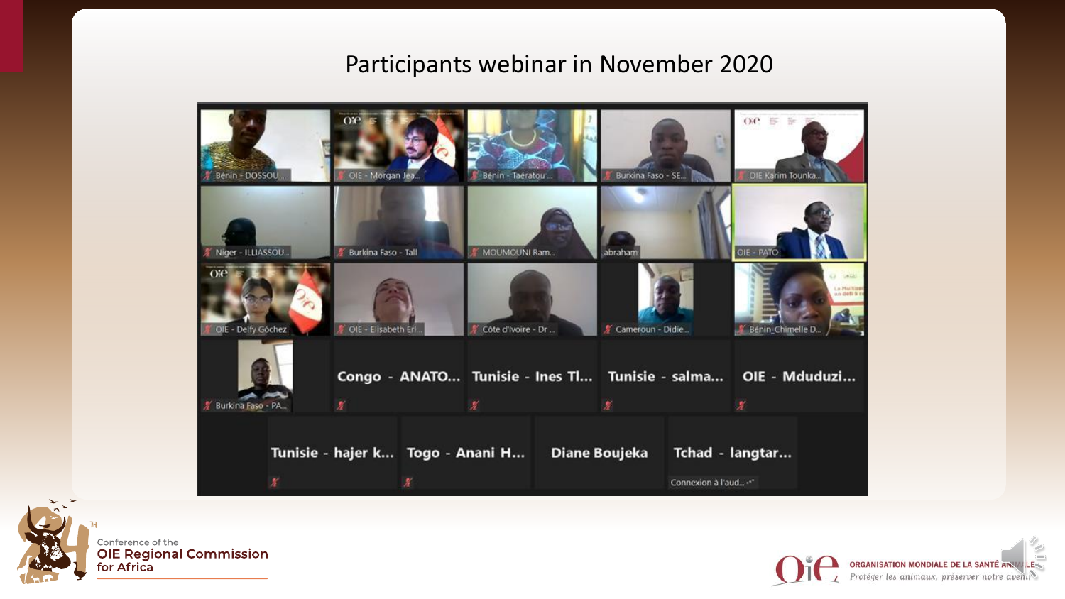# Participants webinar in November 2020